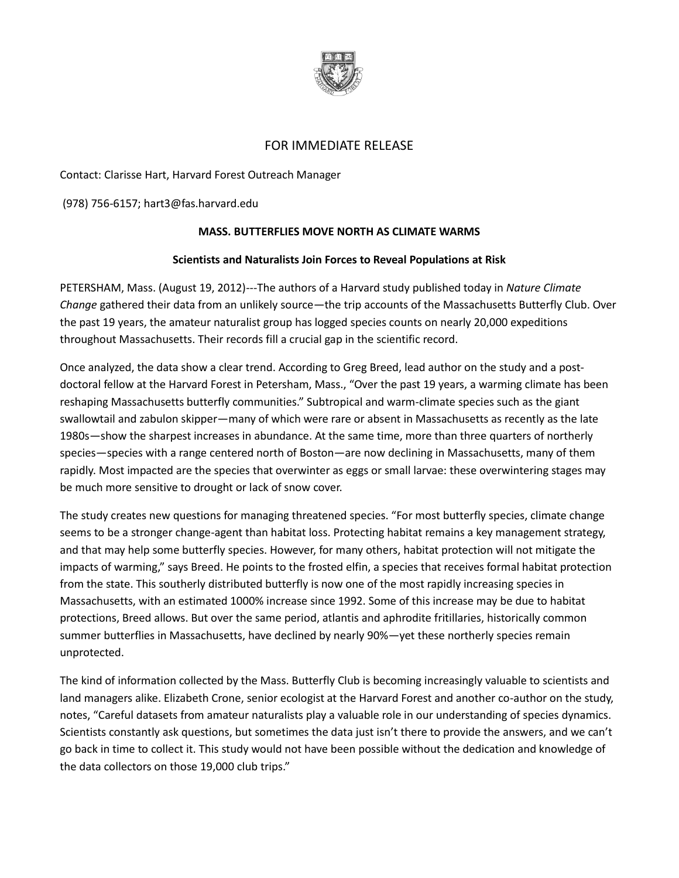FOR IMMEDIATE RELEASE

Contact: Clarisse Hart, Harvard Forest Outreach Manager

(978) 756-6157; hart3@fas.harvard.edu

**MASS. BUTTERFLIES MOVE NORTH AS CLIMATE WARMS**

**Scientists and Naturalists Join Forces to Reveal Populations at Risk**

PETERSHAM, Mass. (August 19, 2012)---The authors of a Harvard study published today in *Nature Climate Change* gathered their data from an unlikely source—the trip accounts of the Massachusetts Butterfly Club. Over the past 19 years, the amateur naturalist group has logged species counts on nearly 20,000 expeditions throughout Massachusetts. Their records fill a crucial gap in the scientific record.

Once analyzed, the data show a clear trend. According to Greg Breed, lead author on the study and a post-doctoral fellow at the Harvard Forest in Petersham, Mass., "Over the past 19 years, a warming climate has been reshaping Massachusetts butterfly communities." Subtropical and warm-climate species such as the giant swallowtail and zabulon skipper—many of which were rare or absent in Massachusetts as recently as the late 1980s—show the sharpest increases in abundance. At the same time, more than three quarters of northerly species—species with a range centered north of Boston—are now declining in Massachusetts, many of them rapidly. Most impacted are the species that overwinter as eggs or small larvae: these overwintering stages may be much more sensitive to drought or lack of snow cover.

The study creates new questions for managing threatened species. "For most butterfly species, climate change seems to be a stronger change-agent than habitat loss. Protecting habitat remains a key management strategy, and that may help some butterfly species. However, for many others, habitat protection will not mitigate the impacts of warming," says Breed. He points to the frosted elfin, a species that receives formal habitat protection from the state. This southerly distributed butterfly is now one of the most rapidly increasing species in Massachusetts, with an estimated 1000% increase since 1992. Some of this increase may be due to habitat protections, Breed allows. But over the same period, atlantis and aphrodite fritillaries, historically common summer butterflies in Massachusetts, have declined by nearly 90%—yet these northerly species remain unprotected.

The kind of information collected by the Mass. Butterfly Club is becoming increasingly valuable to scientists and land managers alike. Elizabeth Crone, senior ecologist at the Harvard Forest and another co-author on the study, notes, "Careful datasets from amateur naturalists play a valuable role in our understanding of species dynamics. Scientists constantly ask questions, but sometimes the data just isn't there to provide the answers, and we can't go back in time to collect it. This study would not have been possible without the dedication and knowledge of the data collectors on those 19,000 club trips."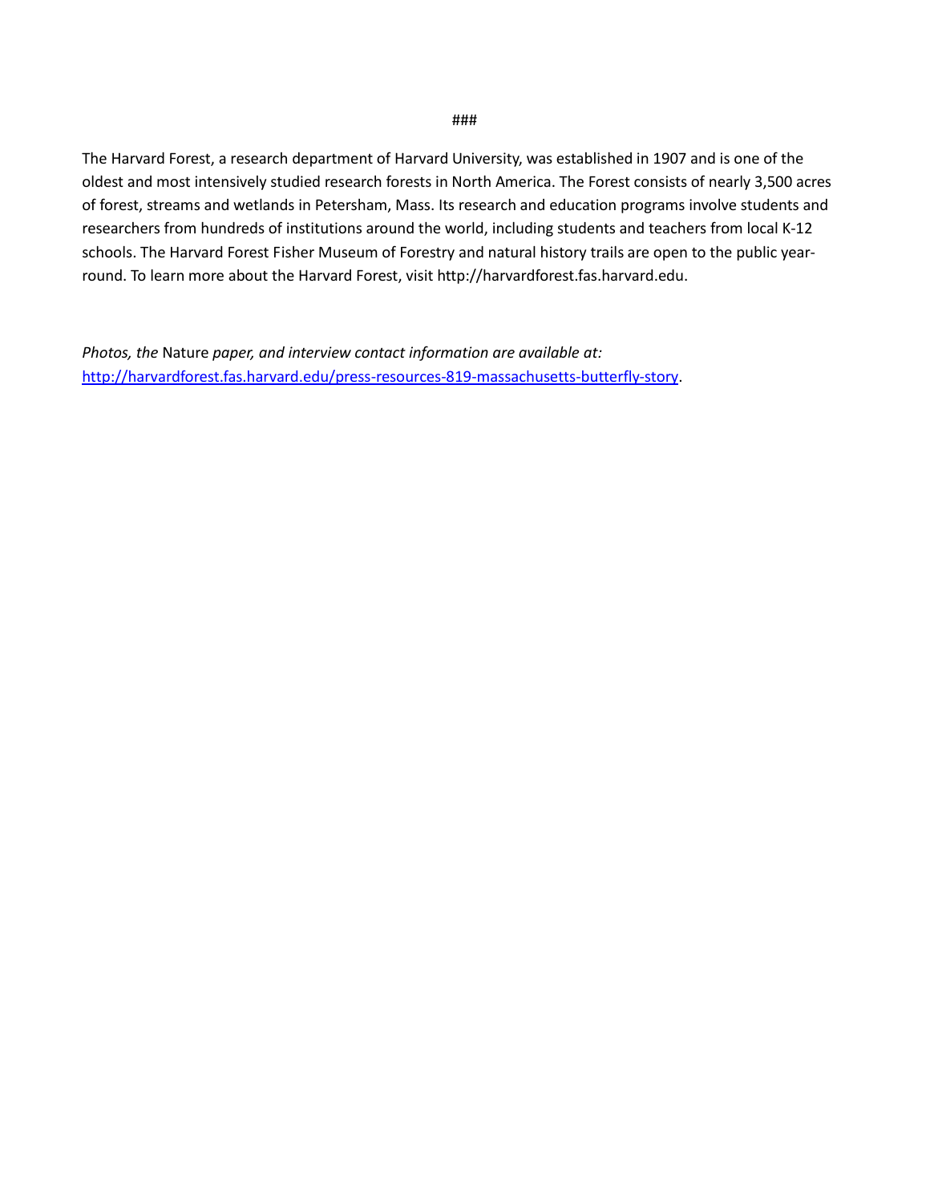###

The Harvard Forest, a research department of Harvard University, was established in 1907 and is one of the oldest and most intensively studied research forests in North America. The Forest consists of nearly 3,500 acres of forest, streams and wetlands in Petersham, Mass. Its research and education programs involve students and researchers from hundreds of institutions around the world, including students and teachers from local K-12 schools. The Harvard Forest Fisher Museum of Forestry and natural history trails are open to the public year-round. To learn more about the Harvard Forest, visit http://harvardforest.fas.harvard.edu.

*Photos, the* Nature *paper, and interview contact information are available at:* [http://harvardforest.fas.harvard.edu/press-resources-819-massachusetts-butterfly-story](http://harvardforest.fas.harvard.edu/press-resources-819-massachusetts-butterfly-story).